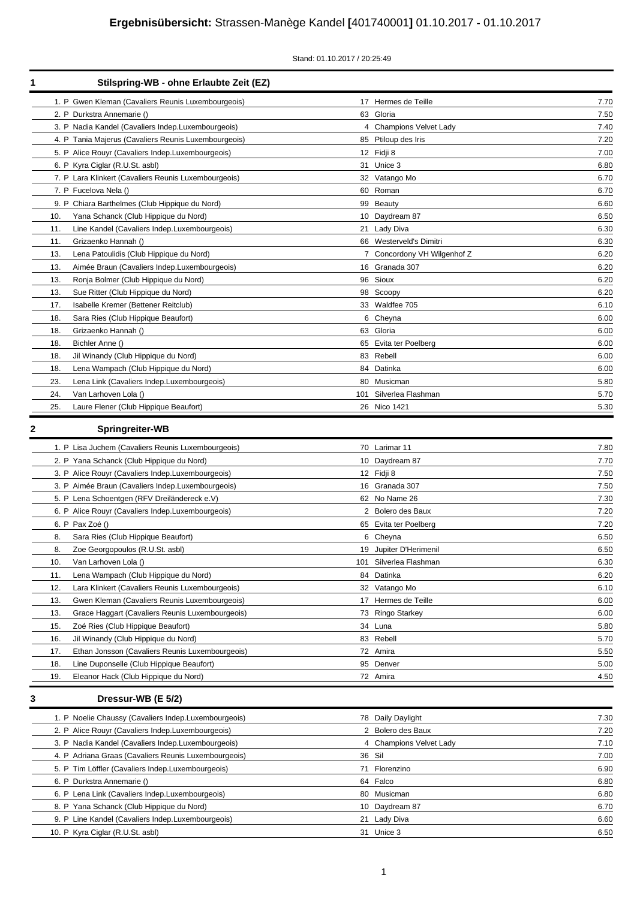# **Ergebnisübersicht:** Strassen-Manège Kandel **[**401740001**]** 01.10.2017 **-** 01.10.2017

Stand: 01.10.2017 / 20:25:49

## 1 Stilspring-WB - ohne Erlaubte Zeit (EZ)

| Platz | Reiter | Nr. | Pferd | Wertung |
|---|---|---|---|---|
| 1. P | Gwen Kleman (Cavaliers Reunis Luxembourgeois) | 17 | Hermes de Teille | 7.70 |
| 2. P | Durkstra Annemarie () | 63 | Gloria | 7.50 |
| 3. P | Nadia Kandel (Cavaliers Indep.Luxembourgeois) | 4 | Champions Velvet Lady | 7.40 |
| 4. P | Tania Majerus (Cavaliers Reunis Luxembourgeois) | 85 | Ptiloup des Iris | 7.20 |
| 5. P | Alice Rouyr (Cavaliers Indep.Luxembourgeois) | 12 | Fidji 8 | 7.00 |
| 6. P | Kyra Ciglar (R.U.St. asbl) | 31 | Unice 3 | 6.80 |
| 7. P | Lara Klinkert (Cavaliers Reunis Luxembourgeois) | 32 | Vatango Mo | 6.70 |
| 7. P | Fucelova Nela () | 60 | Roman | 6.70 |
| 9. P | Chiara Barthelmes (Club Hippique du Nord) | 99 | Beauty | 6.60 |
| 10. | Yana Schanck (Club Hippique du Nord) | 10 | Daydream 87 | 6.50 |
| 11. | Line Kandel (Cavaliers Indep.Luxembourgeois) | 21 | Lady Diva | 6.30 |
| 11. | Grizaenko Hannah () | 66 | Westerveld's Dimitri | 6.30 |
| 13. | Lena Patoulidis (Club Hippique du Nord) | 7 | Concordony VH Wilgenhof Z | 6.20 |
| 13. | Aimée Braun (Cavaliers Indep.Luxembourgeois) | 16 | Granada 307 | 6.20 |
| 13. | Ronja Bolmer (Club Hippique du Nord) | 96 | Sioux | 6.20 |
| 13. | Sue Ritter (Club Hippique du Nord) | 98 | Scoopy | 6.20 |
| 17. | Isabelle Kremer (Bettener Reitclub) | 33 | Waldfee 705 | 6.10 |
| 18. | Sara Ries (Club Hippique Beaufort) | 6 | Cheyna | 6.00 |
| 18. | Grizaenko Hannah () | 63 | Gloria | 6.00 |
| 18. | Bichler Anne () | 65 | Evita ter Poelberg | 6.00 |
| 18. | Jil Winandy (Club Hippique du Nord) | 83 | Rebell | 6.00 |
| 18. | Lena Wampach (Club Hippique du Nord) | 84 | Datinka | 6.00 |
| 23. | Lena Link (Cavaliers Indep.Luxembourgeois) | 80 | Musicman | 5.80 |
| 24. | Van Larhoven Lola () | 101 | Silverlea Flashman | 5.70 |
| 25. | Laure Flener (Club Hippique Beaufort) | 26 | Nico 1421 | 5.30 |

## 2 Springreiter-WB

| Platz | Reiter | Nr. | Pferd | Wertung |
|---|---|---|---|---|
| 1. P | Lisa Juchem (Cavaliers Reunis Luxembourgeois) | 70 | Larimar 11 | 7.80 |
| 2. P | Yana Schanck (Club Hippique du Nord) | 10 | Daydream 87 | 7.70 |
| 3. P | Alice Rouyr (Cavaliers Indep.Luxembourgeois) | 12 | Fidji 8 | 7.50 |
| 3. P | Aimée Braun (Cavaliers Indep.Luxembourgeois) | 16 | Granada 307 | 7.50 |
| 5. P | Lena Schoentgen (RFV Dreiländereck e.V) | 62 | No Name 26 | 7.30 |
| 6. P | Alice Rouyr (Cavaliers Indep.Luxembourgeois) | 2 | Bolero des Baux | 7.20 |
| 6. P | Pax Zoé () | 65 | Evita ter Poelberg | 7.20 |
| 8. | Sara Ries (Club Hippique Beaufort) | 6 | Cheyna | 6.50 |
| 8. | Zoe Georgopoulos (R.U.St. asbl) | 19 | Jupiter D'Herimenil | 6.50 |
| 10. | Van Larhoven Lola () | 101 | Silverlea Flashman | 6.30 |
| 11. | Lena Wampach (Club Hippique du Nord) | 84 | Datinka | 6.20 |
| 12. | Lara Klinkert (Cavaliers Reunis Luxembourgeois) | 32 | Vatango Mo | 6.10 |
| 13. | Gwen Kleman (Cavaliers Reunis Luxembourgeois) | 17 | Hermes de Teille | 6.00 |
| 13. | Grace Haggart (Cavaliers Reunis Luxembourgeois) | 73 | Ringo Starkey | 6.00 |
| 15. | Zoé Ries (Club Hippique Beaufort) | 34 | Luna | 5.80 |
| 16. | Jil Winandy (Club Hippique du Nord) | 83 | Rebell | 5.70 |
| 17. | Ethan Jonsson (Cavaliers Reunis Luxembourgeois) | 72 | Amira | 5.50 |
| 18. | Line Duponselle (Club Hippique Beaufort) | 95 | Denver | 5.00 |
| 19. | Eleanor Hack (Club Hippique du Nord) | 72 | Amira | 4.50 |

## 3 Dressur-WB (E 5/2)

| Platz | Reiter | Nr. | Pferd | Wertung |
|---|---|---|---|---|
| 1. P | Noelie Chaussy (Cavaliers Indep.Luxembourgeois) | 78 | Daily Daylight | 7.30 |
| 2. P | Alice Rouyr (Cavaliers Indep.Luxembourgeois) | 2 | Bolero des Baux | 7.20 |
| 3. P | Nadia Kandel (Cavaliers Indep.Luxembourgeois) | 4 | Champions Velvet Lady | 7.10 |
| 4. P | Adriana Graas (Cavaliers Reunis Luxembourgeois) | 36 | Sil | 7.00 |
| 5. P | Tim Löffler (Cavaliers Indep.Luxembourgeois) | 71 | Florenzino | 6.90 |
| 6. P | Durkstra Annemarie () | 64 | Falco | 6.80 |
| 6. P | Lena Link (Cavaliers Indep.Luxembourgeois) | 80 | Musicman | 6.80 |
| 8. P | Yana Schanck (Club Hippique du Nord) | 10 | Daydream 87 | 6.70 |
| 9. P | Line Kandel (Cavaliers Indep.Luxembourgeois) | 21 | Lady Diva | 6.60 |
| 10. P | Kyra Ciglar (R.U.St. asbl) | 31 | Unice 3 | 6.50 |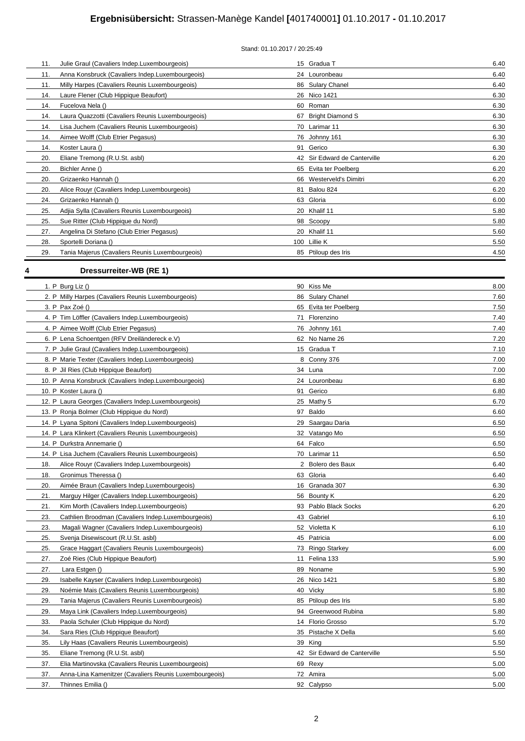# Ergebnisübersicht: Strassen-Manège Kandel [401740001] 01.10.2017 - 01.10.2017

Stand: 01.10.2017 / 20:25:49

| Platz | Reiter | Nr. | Pferd | Wertung |
|---|---|---|---|---|
| 11. | Julie Graul (Cavaliers Indep.Luxembourgeois) | 15 | Gradua T | 6.40 |
| 11. | Anna Konsbruck (Cavaliers Indep.Luxembourgeois) | 24 | Louronbeau | 6.40 |
| 11. | Milly Harpes (Cavaliers Reunis Luxembourgeois) | 86 | Sulary Chanel | 6.40 |
| 14. | Laure Flener (Club Hippique Beaufort) | 26 | Nico 1421 | 6.30 |
| 14. | Fucelova Nela () | 60 | Roman | 6.30 |
| 14. | Laura Quazzotti (Cavaliers Reunis Luxembourgeois) | 67 | Bright Diamond S | 6.30 |
| 14. | Lisa Juchem (Cavaliers Reunis Luxembourgeois) | 70 | Larimar 11 | 6.30 |
| 14. | Aimee Wolff (Club Etrier Pegasus) | 76 | Johnny 161 | 6.30 |
| 14. | Koster Laura () | 91 | Gerico | 6.30 |
| 20. | Eliane Tremong (R.U.St. asbl) | 42 | Sir Edward de Canterville | 6.20 |
| 20. | Bichler Anne () | 65 | Evita ter Poelberg | 6.20 |
| 20. | Grizaenko Hannah () | 66 | Westerveld's Dimitri | 6.20 |
| 20. | Alice Rouyr (Cavaliers Indep.Luxembourgeois) | 81 | Balou 824 | 6.20 |
| 24. | Grizaenko Hannah () | 63 | Gloria | 6.00 |
| 25. | Adjia Sylla (Cavaliers Reunis Luxembourgeois) | 20 | Khalif 11 | 5.80 |
| 25. | Sue Ritter (Club Hippique du Nord) | 98 | Scoopy | 5.80 |
| 27. | Angelina Di Stefano (Club Etrier Pegasus) | 20 | Khalif 11 | 5.60 |
| 28. | Sportelli Doriana () | 100 | Lillie K | 5.50 |
| 29. | Tania Majerus (Cavaliers Reunis Luxembourgeois) | 85 | Ptiloup des Iris | 4.50 |

## 4 Dressurreiter-WB (RE 1)

| Platz | Reiter | Nr. | Pferd | Wertung |
|---|---|---|---|---|
| 1. P | Burg Liz () | 90 | Kiss Me | 8.00 |
| 2. P | Milly Harpes (Cavaliers Reunis Luxembourgeois) | 86 | Sulary Chanel | 7.60 |
| 3. P | Pax Zoé () | 65 | Evita ter Poelberg | 7.50 |
| 4. P | Tim Löffler (Cavaliers Indep.Luxembourgeois) | 71 | Florenzino | 7.40 |
| 4. P | Aimee Wolff (Club Etrier Pegasus) | 76 | Johnny 161 | 7.40 |
| 6. P | Lena Schoentgen (RFV Dreiländereck e.V) | 62 | No Name 26 | 7.20 |
| 7. P | Julie Graul (Cavaliers Indep.Luxembourgeois) | 15 | Gradua T | 7.10 |
| 8. P | Marie Texter (Cavaliers Indep.Luxembourgeois) | 8 | Conny 376 | 7.00 |
| 8. P | Jil Ries (Club Hippique Beaufort) | 34 | Luna | 7.00 |
| 10. P | Anna Konsbruck (Cavaliers Indep.Luxembourgeois) | 24 | Louronbeau | 6.80 |
| 10. P | Koster Laura () | 91 | Gerico | 6.80 |
| 12. P | Laura Georges (Cavaliers Indep.Luxembourgeois) | 25 | Mathy 5 | 6.70 |
| 13. P | Ronja Bolmer (Club Hippique du Nord) | 97 | Baldo | 6.60 |
| 14. P | Lyana Spitoni (Cavaliers Indep.Luxembourgeois) | 29 | Saargau Daria | 6.50 |
| 14. P | Lara Klinkert (Cavaliers Reunis Luxembourgeois) | 32 | Vatango Mo | 6.50 |
| 14. P | Durkstra Annemarie () | 64 | Falco | 6.50 |
| 14. P | Lisa Juchem (Cavaliers Reunis Luxembourgeois) | 70 | Larimar 11 | 6.50 |
| 18. | Alice Rouyr (Cavaliers Indep.Luxembourgeois) | 2 | Bolero des Baux | 6.40 |
| 18. | Gronimus Theressa () | 63 | Gloria | 6.40 |
| 20. | Aimée Braun (Cavaliers Indep.Luxembourgeois) | 16 | Granada 307 | 6.30 |
| 21. | Marguy Hilger (Cavaliers Indep.Luxembourgeois) | 56 | Bounty K | 6.20 |
| 21. | Kim Morth (Cavaliers Indep.Luxembourgeois) | 93 | Pablo Black Socks | 6.20 |
| 23. | Cathlien Broodman (Cavaliers Indep.Luxembourgeois) | 43 | Gabriel | 6.10 |
| 23. | Magali Wagner (Cavaliers Indep.Luxembourgeois) | 52 | Violetta K | 6.10 |
| 25. | Svenja Disewiscourt (R.U.St. asbl) | 45 | Patricia | 6.00 |
| 25. | Grace Haggart (Cavaliers Reunis Luxembourgeois) | 73 | Ringo Starkey | 6.00 |
| 27. | Zoé Ries (Club Hippique Beaufort) | 11 | Felina 133 | 5.90 |
| 27. | Lara Estgen () | 89 | Noname | 5.90 |
| 29. | Isabelle Kayser (Cavaliers Indep.Luxembourgeois) | 26 | Nico 1421 | 5.80 |
| 29. | Noémie Mais (Cavaliers Reunis Luxembourgeois) | 40 | Vicky | 5.80 |
| 29. | Tania Majerus (Cavaliers Reunis Luxembourgeois) | 85 | Ptiloup des Iris | 5.80 |
| 29. | Maya Link (Cavaliers Indep.Luxembourgeois) | 94 | Greenwood Rubina | 5.80 |
| 33. | Paola Schuler (Club Hippique du Nord) | 14 | Florio Grosso | 5.70 |
| 34. | Sara Ries (Club Hippique Beaufort) | 35 | Pistache X Della | 5.60 |
| 35. | Lily Haas (Cavaliers Reunis Luxembourgeois) | 39 | King | 5.50 |
| 35. | Eliane Tremong (R.U.St. asbl) | 42 | Sir Edward de Canterville | 5.50 |
| 37. | Elia Martinovska (Cavaliers Reunis Luxembourgeois) | 69 | Rexy | 5.00 |
| 37. | Anna-Lina Kamenitzer (Cavaliers Reunis Luxembourgeois) | 72 | Amira | 5.00 |
| 37. | Thinnes Emilia () | 92 | Calypso | 5.00 |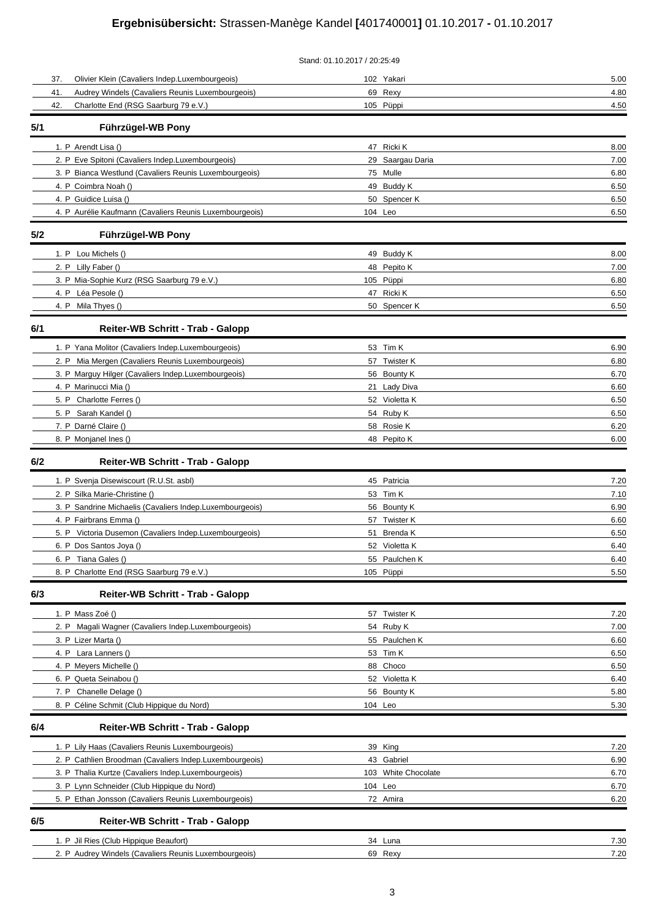# Ergebnisübersicht: Strassen-Manège Kandel [401740001] 01.10.2017 - 01.10.2017

Stand: 01.10.2017 / 20:25:49

| | | | |
|---|---|---|---|
| 37. | Olivier Klein (Cavaliers Indep.Luxembourgeois) | 102 Yakari | 5.00 |
| 41. | Audrey Windels (Cavaliers Reunis Luxembourgeois) | 69 Rexy | 4.80 |
| 42. | Charlotte End (RSG Saarburg 79 e.V.) | 105 Püppi | 4.50 |

## 5/1 Führzügel-WB Pony

| | | | |
|---|---|---|---|
| 1. P | Arendt Lisa () | 47 Ricki K | 8.00 |
| 2. P | Eve Spitoni (Cavaliers Indep.Luxembourgeois) | 29 Saargau Daria | 7.00 |
| 3. P | Bianca Westlund (Cavaliers Reunis Luxembourgeois) | 75 Mulle | 6.80 |
| 4. P | Coimbra Noah () | 49 Buddy K | 6.50 |
| 4. P | Guidice Luisa () | 50 Spencer K | 6.50 |
| 4. P | Aurélie Kaufmann (Cavaliers Reunis Luxembourgeois) | 104 Leo | 6.50 |

## 5/2 Führzügel-WB Pony

| | | | |
|---|---|---|---|
| 1. P | Lou Michels () | 49 Buddy K | 8.00 |
| 2. P | Lilly Faber () | 48 Pepito K | 7.00 |
| 3. P | Mia-Sophie Kurz (RSG Saarburg 79 e.V.) | 105 Püppi | 6.80 |
| 4. P | Léa Pesole () | 47 Ricki K | 6.50 |
| 4. P | Mila Thyes () | 50 Spencer K | 6.50 |

## 6/1 Reiter-WB Schritt - Trab - Galopp

| | | | |
|---|---|---|---|
| 1. P | Yana Molitor (Cavaliers Indep.Luxembourgeois) | 53 Tim K | 6.90 |
| 2. P | Mia Mergen (Cavaliers Reunis Luxembourgeois) | 57 Twister K | 6.80 |
| 3. P | Marguy Hilger (Cavaliers Indep.Luxembourgeois) | 56 Bounty K | 6.70 |
| 4. P | Marinucci Mia () | 21 Lady Diva | 6.60 |
| 5. P | Charlotte Ferres () | 52 Violetta K | 6.50 |
| 5. P | Sarah Kandel () | 54 Ruby K | 6.50 |
| 7. P | Darné Claire () | 58 Rosie K | 6.20 |
| 8. P | Monjanel Ines () | 48 Pepito K | 6.00 |

## 6/2 Reiter-WB Schritt - Trab - Galopp

| | | | |
|---|---|---|---|
| 1. P | Svenja Disewiscourt (R.U.St. asbl) | 45 Patricia | 7.20 |
| 2. P | Silka Marie-Christine () | 53 Tim K | 7.10 |
| 3. P | Sandrine Michaelis (Cavaliers Indep.Luxembourgeois) | 56 Bounty K | 6.90 |
| 4. P | Fairbrans Emma () | 57 Twister K | 6.60 |
| 5. P | Victoria Dusemon (Cavaliers Indep.Luxembourgeois) | 51 Brenda K | 6.50 |
| 6. P | Dos Santos Joya () | 52 Violetta K | 6.40 |
| 6. P | Tiana Gales () | 55 Paulchen K | 6.40 |
| 8. P | Charlotte End (RSG Saarburg 79 e.V.) | 105 Püppi | 5.50 |

## 6/3 Reiter-WB Schritt - Trab - Galopp

| | | | |
|---|---|---|---|
| 1. P | Mass Zoé () | 57 Twister K | 7.20 |
| 2. P | Magali Wagner (Cavaliers Indep.Luxembourgeois) | 54 Ruby K | 7.00 |
| 3. P | Lizer Marta () | 55 Paulchen K | 6.60 |
| 4. P | Lara Lanners () | 53 Tim K | 6.50 |
| 4. P | Meyers Michelle () | 88 Choco | 6.50 |
| 6. P | Queta Seinabou () | 52 Violetta K | 6.40 |
| 7. P | Chanelle Delage () | 56 Bounty K | 5.80 |
| 8. P | Céline Schmit (Club Hippique du Nord) | 104 Leo | 5.30 |

## 6/4 Reiter-WB Schritt - Trab - Galopp

| | | | |
|---|---|---|---|
| 1. P | Lily Haas (Cavaliers Reunis Luxembourgeois) | 39 King | 7.20 |
| 2. P | Cathlien Broodman (Cavaliers Indep.Luxembourgeois) | 43 Gabriel | 6.90 |
| 3. P | Thalia Kurtze (Cavaliers Indep.Luxembourgeois) | 103 White Chocolate | 6.70 |
| 3. P | Lynn Schneider (Club Hippique du Nord) | 104 Leo | 6.70 |
| 5. P | Ethan Jonsson (Cavaliers Reunis Luxembourgeois) | 72 Amira | 6.20 |

## 6/5 Reiter-WB Schritt - Trab - Galopp

| | | | |
|---|---|---|---|
| 1. P | Jil Ries (Club Hippique Beaufort) | 34 Luna | 7.30 |
| 2. P | Audrey Windels (Cavaliers Reunis Luxembourgeois) | 69 Rexy | 7.20 |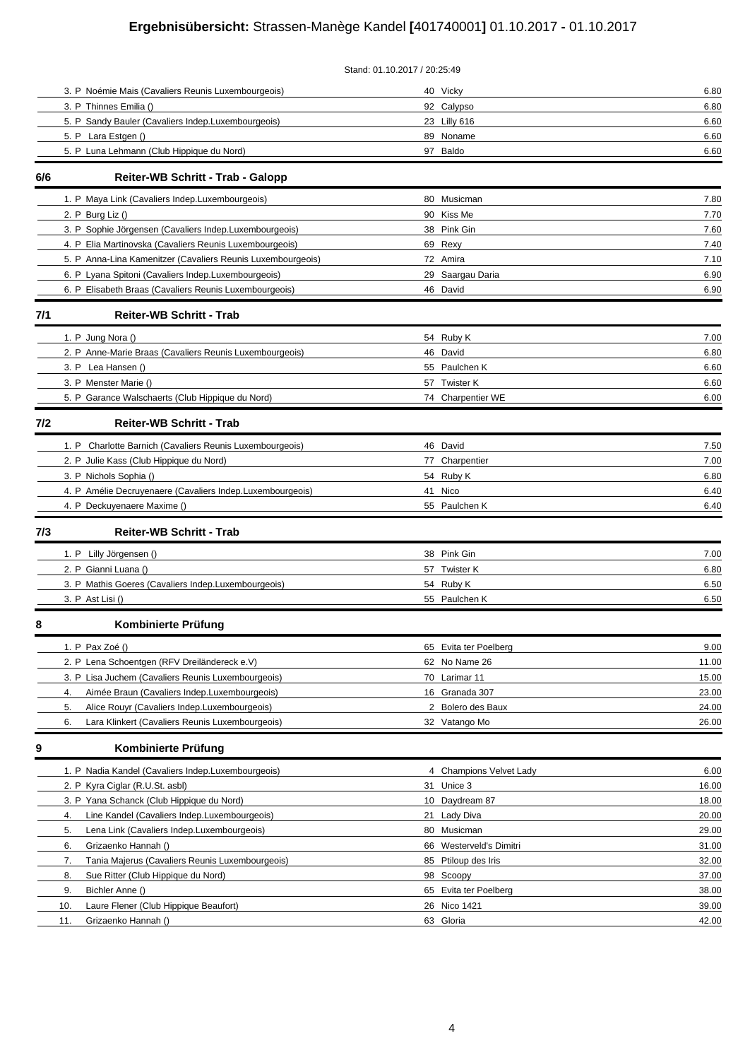# Ergebnisübersicht: Strassen-Manège Kandel [401740001] 01.10.2017 - 01.10.2017

Stand: 01.10.2017 / 20:25:49

| | | | |
|---|---|---|---|
| 3. P | Noémie Mais (Cavaliers Reunis Luxembourgeois) | 40 Vicky | 6.80 |
| 3. P | Thinnes Emilia () | 92 Calypso | 6.80 |
| 5. P | Sandy Bauler (Cavaliers Indep.Luxembourgeois) | 23 Lilly 616 | 6.60 |
| 5. P | Lara Estgen () | 89 Noname | 6.60 |
| 5. P | Luna Lehmann (Club Hippique du Nord) | 97 Baldo | 6.60 |

## 6/6 Reiter-WB Schritt - Trab - Galopp

| | | | |
|---|---|---|---|
| 1. P | Maya Link (Cavaliers Indep.Luxembourgeois) | 80 Musicman | 7.80 |
| 2. P | Burg Liz () | 90 Kiss Me | 7.70 |
| 3. P | Sophie Jörgensen (Cavaliers Indep.Luxembourgeois) | 38 Pink Gin | 7.60 |
| 4. P | Elia Martinovska (Cavaliers Reunis Luxembourgeois) | 69 Rexy | 7.40 |
| 5. P | Anna-Lina Kamenitzer (Cavaliers Reunis Luxembourgeois) | 72 Amira | 7.10 |
| 6. P | Lyana Spitoni (Cavaliers Indep.Luxembourgeois) | 29 Saargau Daria | 6.90 |
| 6. P | Elisabeth Braas (Cavaliers Reunis Luxembourgeois) | 46 David | 6.90 |

## 7/1 Reiter-WB Schritt - Trab

| | | | |
|---|---|---|---|
| 1. P | Jung Nora () | 54 Ruby K | 7.00 |
| 2. P | Anne-Marie Braas (Cavaliers Reunis Luxembourgeois) | 46 David | 6.80 |
| 3. P | Lea Hansen () | 55 Paulchen K | 6.60 |
| 3. P | Menster Marie () | 57 Twister K | 6.60 |
| 5. P | Garance Walschaerts (Club Hippique du Nord) | 74 Charpentier WE | 6.00 |

## 7/2 Reiter-WB Schritt - Trab

| | | | |
|---|---|---|---|
| 1. P | Charlotte Barnich (Cavaliers Reunis Luxembourgeois) | 46 David | 7.50 |
| 2. P | Julie Kass (Club Hippique du Nord) | 77 Charpentier | 7.00 |
| 3. P | Nichols Sophia () | 54 Ruby K | 6.80 |
| 4. P | Amélie Decruyenaere (Cavaliers Indep.Luxembourgeois) | 41 Nico | 6.40 |
| 4. P | Deckuyenaere Maxime () | 55 Paulchen K | 6.40 |

## 7/3 Reiter-WB Schritt - Trab

| | | | |
|---|---|---|---|
| 1. P | Lilly Jörgensen () | 38 Pink Gin | 7.00 |
| 2. P | Gianni Luana () | 57 Twister K | 6.80 |
| 3. P | Mathis Goeres (Cavaliers Indep.Luxembourgeois) | 54 Ruby K | 6.50 |
| 3. P | Ast Lisi () | 55 Paulchen K | 6.50 |

## 8 Kombinierte Prüfung

| | | | |
|---|---|---|---|
| 1. P | Pax Zoé () | 65 Evita ter Poelberg | 9.00 |
| 2. P | Lena Schoentgen (RFV Dreiländereck e.V) | 62 No Name 26 | 11.00 |
| 3. P | Lisa Juchem (Cavaliers Reunis Luxembourgeois) | 70 Larimar 11 | 15.00 |
| 4. | Aimée Braun (Cavaliers Indep.Luxembourgeois) | 16 Granada 307 | 23.00 |
| 5. | Alice Rouyr (Cavaliers Indep.Luxembourgeois) | 2 Bolero des Baux | 24.00 |
| 6. | Lara Klinkert (Cavaliers Reunis Luxembourgeois) | 32 Vatango Mo | 26.00 |

## 9 Kombinierte Prüfung

| | | | |
|---|---|---|---|
| 1. P | Nadia Kandel (Cavaliers Indep.Luxembourgeois) | 4 Champions Velvet Lady | 6.00 |
| 2. P | Kyra Ciglar (R.U.St. asbl) | 31 Unice 3 | 16.00 |
| 3. P | Yana Schanck (Club Hippique du Nord) | 10 Daydream 87 | 18.00 |
| 4. | Line Kandel (Cavaliers Indep.Luxembourgeois) | 21 Lady Diva | 20.00 |
| 5. | Lena Link (Cavaliers Indep.Luxembourgeois) | 80 Musicman | 29.00 |
| 6. | Grizaenko Hannah () | 66 Westerveld's Dimitri | 31.00 |
| 7. | Tania Majerus (Cavaliers Reunis Luxembourgeois) | 85 Ptiloup des Iris | 32.00 |
| 8. | Sue Ritter (Club Hippique du Nord) | 98 Scoopy | 37.00 |
| 9. | Bichler Anne () | 65 Evita ter Poelberg | 38.00 |
| 10. | Laure Flener (Club Hippique Beaufort) | 26 Nico 1421 | 39.00 |
| 11. | Grizaenko Hannah () | 63 Gloria | 42.00 |